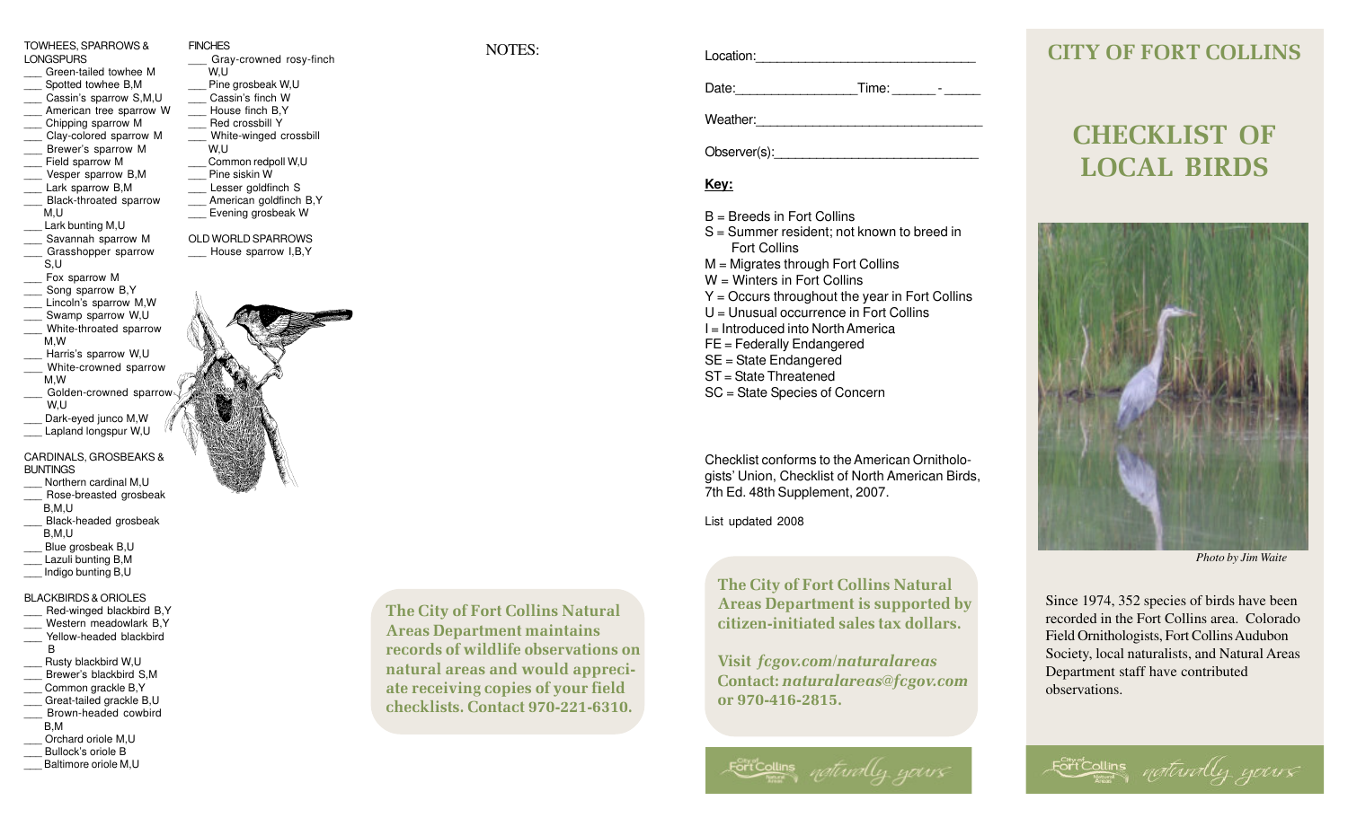TOWHEES, SPARROWS & LONGSPURS

- ___ Green-tailed towhee M
- ___ Spotted towhee B,M
- ___ Cassin's sparrow S,M,U
- ___ American tree sparrow W
- ___ Chipping sparrow M
- ___ Clay-colored sparrow M
- ___ Brewer's sparrow M
- ___ Field sparrow M
- ___ Vesper sparrow B,M
- ___ Lark sparrow B,M
- ___ Black-throated sparrow M,U
- ___ Lark bunting M,U
- ___ Savannah sparrow M
- ___ Grasshopper sparrow S,U
- ___ Fox sparrow M
- ___ Song sparrow B,Y
- ___ Lincoln's sparrow M,W
- ___ Swamp sparrow W,U
- ___ White-throated sparrow M,W
- ___ Harris's sparrow W,U
- ___ White-crowned sparrow M,W
- ___ Golden-crowned sparrow W,U
- ___ Dark-eyed junco M,W
- ___ Lapland longspur W,U

CARDINALS, GROSBEAKS & BUNTINGS

- ___ Northern cardinal M,U
- ___ Rose-breasted grosbeak B,M,U
- ___ Black-headed grosbeak B,M,U
- ___ Blue grosbeak B,U
- ___ Lazuli bunting B,M
- ___ Indigo bunting B,U

BLACKBIRDS & ORIOLES

- ___ Red-winged blackbird B,Y
- ___ Western meadowlark B,Y
- ___ Yellow-headed blackbird B
- ___ Rusty blackbird W,U
- ___ Brewer's blackbird S,M
- ___ Common grackle B,Y
- ___ Great-tailed grackle B,U
- ___ Brown-headed cowbird B,M
- ___ Orchard oriole M,U
- ___ Bullock's oriole B
- ___ Baltimore oriole M,U

FINCHES

- ___ Gray-crowned rosy-finch W,U
- ___ Pine grosbeak W,U
- ___ Cassin's finch W
- ___ House finch B,Y
- ___ Red crossbill Y
- ___ White-winged crossbill W,U
- ___ Common redpoll W,U
- ___ Pine siskin W
- ___ Lesser goldfinch S
- ___ American goldfinch B,Y
- ___ Evening grosbeak W

OLD WORLD SPARROWS

- ___ House sparrow I,B,Y

NOTES:

**The City of Fort Collins Natural Areas Department maintains records of wildlife observations on natural areas and would appreciate receiving copies of your field checklists. Contact 970-221-6310.**

Location:______________________________

Date:________________Time: ______ - _____

Weather:______________________________

Observer(s):___________________________

**Key:**

B = Breeds in Fort Collins
S = Summer resident; not known to breed in Fort Collins
M = Migrates through Fort Collins
W = Winters in Fort Collins
Y = Occurs throughout the year in Fort Collins
U = Unusual occurrence in Fort Collins
I = Introduced into North America
FE = Federally Endangered
SE = State Endangered
ST = State Threatened
SC = State Species of Concern

Checklist conforms to the American Ornithologists' Union, Checklist of North American Birds, 7th Ed. 48th Supplement, 2007.

List updated 2008

**The City of Fort Collins Natural Areas Department is supported by citizen-initiated sales tax dollars.**

**Visit *fcgov.com/naturalareas***
**Contact: *naturalareas@fcgov.com* or 970-416-2815.**

City of Fort Collins Natural Areas naturally yours

# CITY OF FORT COLLINS

# CHECKLIST OF LOCAL BIRDS

*Photo by Jim Waite*

Since 1974, 352 species of birds have been recorded in the Fort Collins area. Colorado Field Ornithologists, Fort Collins Audubon Society, local naturalists, and Natural Areas Department staff have contributed observations.

City of Fort Collins Natural Areas naturally yours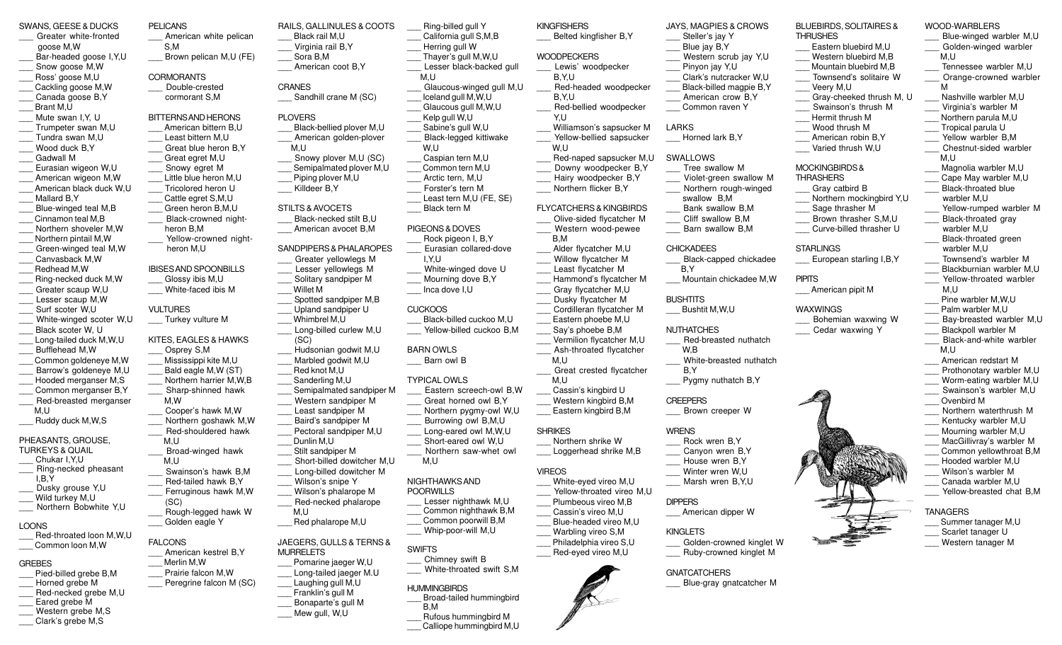## SWANS, GEESE & DUCKS

- ___ Greater white-fronted goose M,W
- ___ Bar-headed goose I,Y,U
- ___ Snow goose M,W
- ___ Ross' goose M,U
- ___ Cackling goose M,W
- ___ Canada goose B,Y
- ___ Brant M,U
- ___ Mute swan I,Y, U
- ___ Trumpeter swan M,U
- ___ Tundra swan M,U
- ___ Wood duck B,Y
- ___ Gadwall M
- ___ Eurasian wigeon W,U
- ___ American wigeon M,W
- ___ American black duck W,U
- ___ Mallard B,Y
- ___ Blue-winged teal M,B
- ___ Cinnamon teal M,B
- ___ Northern shoveler M,W
- ___ Northern pintail M,W
- ___ Green-winged teal M,W
- ___ Canvasback M,W
- ___ Redhead M,W
- ___ Ring-necked duck M,W
- ___ Greater scaup W,U
- ___ Lesser scaup M,W
- ___ Surf scoter W,U
- ___ White-winged scoter W,U
- ___ Black scoter W, U
- ___ Long-tailed duck M,W,U
- ___ Bufflehead M,W
- ___ Common goldeneye M,W
- ___ Barrow's goldeneye M,U
- ___ Hooded merganser M,S
- ___ Common merganser B,Y
- ___ Red-breasted merganser M,U
- ___ Ruddy duck M,W,S

## PHEASANTS, GROUSE, TURKEYS & QUAIL

- ___ Chukar I,Y,U
- ___ Ring-necked pheasant I,B,Y
- ___ Dusky grouse Y,U
- ___ Wild turkey M,U
- ___ Northern Bobwhite Y,U

## LOONS

- ___ Red-throated loon M,W,U
- ___ Common loon M,W

## GREBES

- ___ Pied-billed grebe B,M
- ___ Horned grebe M
- ___ Red-necked grebe M,U
- ___ Eared grebe M
- ___ Western grebe M,S
- ___ Clark's grebe M,S

## PELICANS

- ___ American white pelican S,M
- ___ Brown pelican M,U (FE)

## CORMORANTS

- ___ Double-crested cormorant S,M

## BITTERNS AND HERONS

- ___ American bittern B,U
- ___ Least bittern M,U
- ___ Great blue heron B,Y
- ___ Great egret M,U
- ___ Snowy egret M
- ___ Little blue heron M,U
- ___ Tricolored heron U
- ___ Cattle egret S,M,U
- ___ Green heron B,M,U
- ___ Black-crowned night-heron B,M
- ___ Yellow-crowned night-heron M,U

## IBISES AND SPOONBILLS

- ___ Glossy ibis M,U
- ___ White-faced ibis M

## VULTURES

- ___ Turkey vulture M

## KITES, EAGLES & HAWKS

- ___ Osprey S,M
- ___ Mississippi kite M,U
- ___ Bald eagle M,W (ST)
- ___ Northern harrier M,W,B
- ___ Sharp-shinned hawk M,W
- ___ Cooper's hawk M,W
- ___ Northern goshawk M,W
- ___ Red-shouldered hawk M,U
- ___ Broad-winged hawk M,U
- ___ Swainson's hawk B,M
- ___ Red-tailed hawk B,Y
- ___ Ferruginous hawk M,W (SC)
- ___ Rough-legged hawk W
- ___ Golden eagle Y

## FALCONS

- ___ American kestrel B,Y
- ___ Merlin M,W
- ___ Prairie falcon M,W
- ___ Peregrine falcon M (SC)

## RAILS, GALLINULES & COOTS

- ___ Black rail M,U
- ___ Virginia rail B,Y
- ___ Sora B,M
- ___ American coot B,Y

## CRANES

- ___ Sandhill crane M (SC)

## PLOVERS

- ___ Black-bellied plover M,U
- ___ American golden-plover M,U
- ___ Snowy plover M,U (SC)
- ___ Semipalmated plover M,U
- ___ Piping plover M,U
- ___ Killdeer B,Y

## STILTS & AVOCETS

- ___ Black-necked stilt B,U
- ___ American avocet B,M

## SANDPIPERS & PHALAROPES

- ___ Greater yellowlegs M
- ___ Lesser yellowlegs M
- ___ Solitary sandpiper M
- ___ Willet M
- ___ Spotted sandpiper M,B
- ___ Upland sandpiper U
- ___ Whimbrel M,U
- ___ Long-billed curlew M,U (SC)
- ___ Hudsonian godwit M,U
- ___ Marbled godwit M,U
- ___ Red knot M,U
- ___ Sanderling M,U
- ___ Semipalmated sandpiper M
- ___ Western sandpiper M
- ___ Least sandpiper M
- ___ Baird's sandpiper M
- ___ Pectoral sandpiper M,U
- ___ Dunlin M,U
- ___ Stilt sandpiper M
- ___ Short-billed dowitcher M,U
- ___ Long-billed dowitcher M
- ___ Wilson's snipe Y
- ___ Wilson's phalarope M
- ___ Red-necked phalarope M,U
- ___ Red phalarope M,U

## JAEGERS, GULLS & TERNS & MURRELETS

- ___ Pomarine jaeger W,U
- ___ Long-tailed jaeger M.U
- ___ Laughing gull M,U
- ___ Franklin's gull M
- ___ Bonaparte's gull M
- ___ Mew gull, W,U
- ___ Ring-billed gull Y
- ___ California gull S,M,B
- ___ Herring gull W
- ___ Thayer's gull M,W,U
- ___ Lesser black-backed gull M,U
- ___ Glaucous-winged gull M,U
- ___ Iceland gull M,W,U
- ___ Glaucous gull M,W,U
- ___ Kelp gull W,U
- ___ Sabine's gull W,U
- ___ Black-legged kittiwake W,U
- ___ Caspian tern M,U
- ___ Common tern M,U
- ___ Arctic tern, M,U
- ___ Forster's tern M
- ___ Least tern M,U (FE, SE)
- ___ Black tern M

## PIGEONS & DOVES

- ___ Rock pigeon I, B,Y
- ___ Eurasian collared-dove I,Y,U
- ___ White-winged dove U
- ___ Mourning dove B,Y
- ___ Inca dove I,U

## CUCKOOS

- ___ Black-billed cuckoo M,U
- ___ Yellow-billed cuckoo B,M

## BARN OWLS

- ___ Barn owl B

## TYPICAL OWLS

- ___ Eastern screech-owl B,W
- ___ Great horned owl B,Y
- ___ Northern pygmy-owl W,U
- ___ Burrowing owl B,M,U
- ___ Long-eared owl M,W,U
- ___ Short-eared owl W,U
- ___ Northern saw-whet owl M,U

## NIGHTHAWKS AND POORWILLS

- ___ Lesser nighthawk M,U
- ___ Common nighthawk B,M
- ___ Common poorwill B,M
- ___ Whip-poor-will M,U

## SWIFTS

- ___ Chimney swift B
- ___ White-throated swift S,M

## HUMMINGBIRDS

- ___ Broad-tailed hummingbird B,M
- ___ Rufous hummingbird M
- ___ Calliope hummingbird M,U

## KINGFISHERS

- ___ Belted kingfisher B,Y

## WOODPECKERS

- ___ Lewis' woodpecker B,Y,U
- ___ Red-headed woodpecker B,Y,U
- ___ Red-bellied woodpecker Y,U
- ___ Williamson's sapsucker M
- ___ Yellow-bellied sapsucker W,U
- ___ Red-naped sapsucker M,U
- ___ Downy woodpecker B,Y
- ___ Hairy woodpecker B,Y
- ___ Northern flicker B,Y

## FLYCATCHERS & KINGBIRDS

- ___ Olive-sided flycatcher M
- ___ Western wood-pewee B,M
- ___ Alder flycatcher M,U
- ___ Willow flycatcher M
- ___ Least flycatcher M
- ___ Hammond's flycatcher M
- ___ Gray flycatcher M,U
- ___ Dusky flycatcher M
- ___ Cordilleran flycatcher M
- ___ Eastern phoebe M,U
- ___ Say's phoebe B,M
- ___ Vermilion flycatcher M,U
- ___ Ash-throated flycatcher M,U
- ___ Great crested flycatcher M,U
- ___ Cassin's kingbird U
- ___ Western kingbird B,M
- ___ Eastern kingbird B,M

## SHRIKES

- ___ Northern shrike W
- ___ Loggerhead shrike M,B

## VIREOS

- ___ White-eyed vireo M,U
- ___ Yellow-throated vireo M,U
- ___ Plumbeous vireo M,B
- ___ Cassin's vireo M,U
- ___ Blue-headed vireo M,U
- ___ Warbling vireo S,M
- ___ Philadelphia vireo S,U
- ___ Red-eyed vireo M,U

## JAYS, MAGPIES & CROWS

- ___ Steller's jay Y
- ___ Blue jay B,Y
- ___ Western scrub jay Y,U
- ___ Pinyon jay Y,U
- ___ Clark's nutcracker W,U
- ___ Black-billed magpie B,Y
- ___ American crow B,Y
- ___ Common raven Y

## LARKS

- ___ Horned lark B,Y

## SWALLOWS

- ___ Tree swallow M
- ___ Violet-green swallow M
- ___ Northern rough-winged swallow B,M
- ___ Bank swallow B,M
- ___ Cliff swallow B,M
- ___ Barn swallow B,M

## CHICKADEES

- ___ Black-capped chickadee B,Y
- ___ Mountain chickadee M,W

## BUSHTITS

- ___ Bushtit M,W,U

## NUTHATCHES

- ___ Red-breasted nuthatch W,B
- ___ White-breasted nuthatch B,Y
- ___ Pygmy nuthatch B,Y

## CREEPERS

- ___ Brown creeper W

## WRENS

- ___ Rock wren B,Y
- ___ Canyon wren B,Y
- ___ House wren B,Y
- ___ Winter wren W,U
- ___ Marsh wren B,Y,U

## DIPPERS

- ___ American dipper W

## KINGLETS

- ___ Golden-crowned kinglet W
- ___ Ruby-crowned kinglet M

## GNATCATCHERS

- ___ Blue-gray gnatcatcher M

## BLUEBIRDS, SOLITAIRES & THRUSHES

- ___ Eastern bluebird M,U
- ___ Western bluebird M,B
- ___ Mountain bluebird M,B
- ___ Townsend's solitaire W
- ___ Veery M,U
- ___ Gray-cheeked thrush M, U
- ___ Swainson's thrush M
- ___ Hermit thrush M
- ___ Wood thrush M
- ___ American robin B,Y
- ___ Varied thrush W,U

## MOCKINGBIRDS & THRASHERS

- ___ Gray catbird B
- ___ Northern mockingbird Y,U
- ___ Sage thrasher M
- ___ Brown thrasher S,M,U
- ___ Curve-billed thrasher U

## STARLINGS

- ___ European starling I,B,Y

## PIPITS

- ___ American pipit M

## WAXWINGS

- ___ Bohemian waxwing W
- ___ Cedar waxwing Y

## WOOD-WARBLERS

- ___ Blue-winged warbler M,U
- ___ Golden-winged warbler M,U
- ___ Tennessee warbler M,U
- ___ Orange-crowned warbler M
- ___ Nashville warbler M,U
- ___ Virginia's warbler M
- ___ Northern parula M,U
- ___ Tropical parula U
- ___ Yellow warbler B,M
- ___ Chestnut-sided warbler M,U
- ___ Magnolia warbler M,U
- ___ Cape May warbler M,U
- ___ Black-throated blue warbler M,U
- ___ Yellow-rumped warbler M
- ___ Black-throated gray warbler M,U
- ___ Black-throated green warbler M,U
- ___ Townsend's warbler M
- ___ Blackburnian warbler M,U
- ___ Yellow-throated warbler M,U
- ___ Pine warbler M,W,U
- ___ Palm warbler M,U
- ___ Bay-breasted warbler M,U
- ___ Blackpoll warbler M
- ___ Black-and-white warbler M,U
- ___ American redstart M
- ___ Prothonotary warbler M,U
- ___ Worm-eating warbler M,U
- ___ Swainson's warbler M,U
- ___ Ovenbird M
- ___ Northern waterthrush M
- ___ Kentucky warbler M,U
- ___ Mourning warbler M,U
- ___ MacGillivray's warbler M
- ___ Common yellowthroat B,M
- ___ Hooded warbler M,U
- ___ Wilson's warbler M
- ___ Canada warbler M,U
- ___ Yellow-breasted chat B,M

## TANAGERS

- ___ Summer tanager M,U
- ___ Scarlet tanager U
- ___ Western tanager M